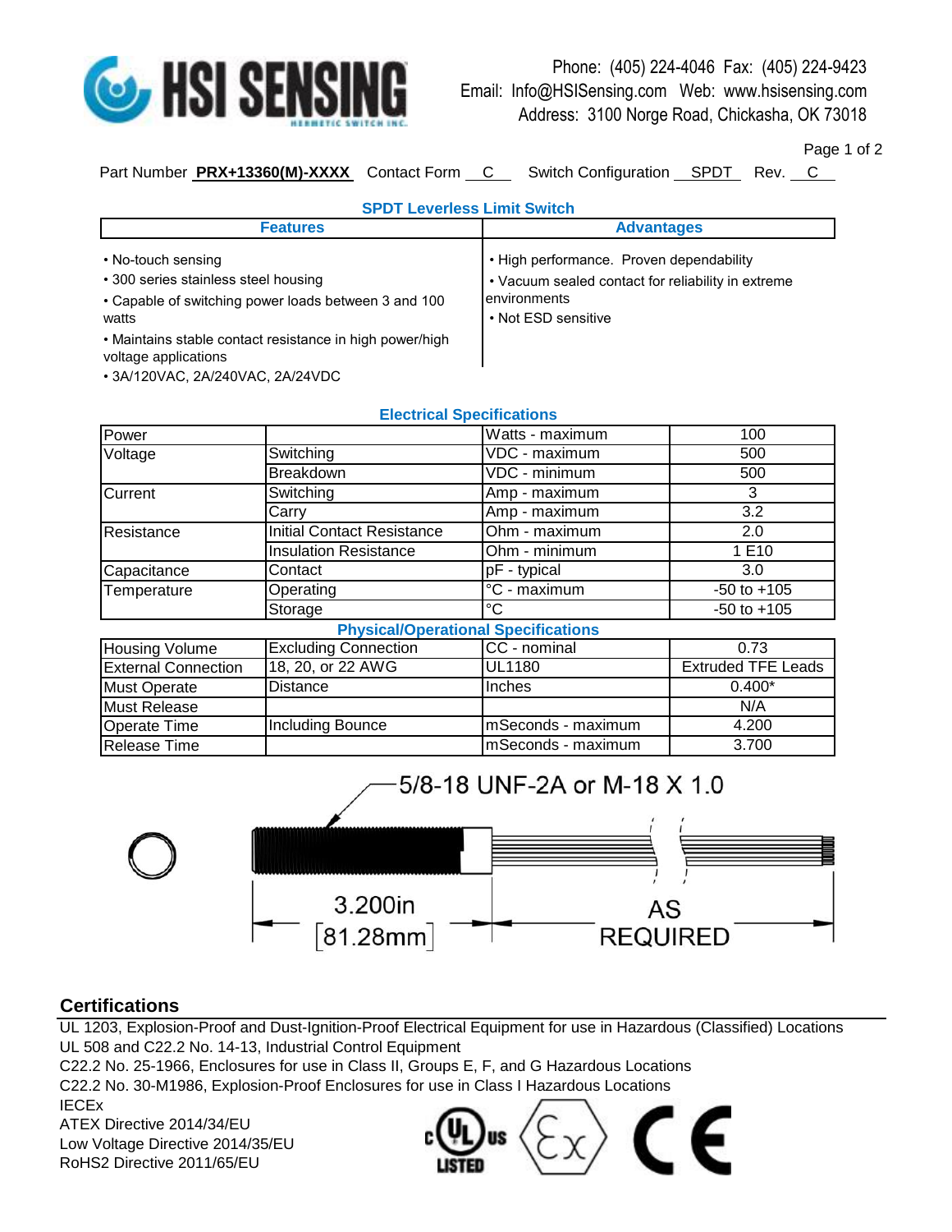HSI SENSING

HERMETIC SWITCH INC.

Phone: (405) 224-4046 Fax: (405) 224-9423
Email: Info@HSISensing.com Web: www.hsisensing.com
Address: 3100 Norge Road, Chickasha, OK 73018

Part Number **PRX+13360(M)-XXXX** Contact Form C Switch Configuration SPDT Rev. C

## SPDT Leverless Limit Switch

| Features | Advantages |
|---|---|
| • No-touch sensing<br>• 300 series stainless steel housing<br>• Capable of switching power loads between 3 and 100 watts<br>• Maintains stable contact resistance in high power/high voltage applications<br>• 3A/120VAC, 2A/240VAC, 2A/24VDC | • High performance. Proven dependability<br>• Vacuum sealed contact for reliability in extreme environments<br>• Not ESD sensitive |

## Electrical Specifications

| | | | |
|---|---|---|---|
| Power | | Watts - maximum | 100 |
| Voltage | Switching | VDC - maximum | 500 |
| | Breakdown | VDC - minimum | 500 |
| Current | Switching | Amp - maximum | 3 |
| | Carry | Amp - maximum | 3.2 |
| Resistance | Initial Contact Resistance | Ohm - maximum | 2.0 |
| | Insulation Resistance | Ohm - minimum | 1 E10 |
| Capacitance | Contact | pF - typical | 3.0 |
| Temperature | Operating | °C - maximum | -50 to +105 |
| | Storage | °C | -50 to +105 |

## Physical/Operational Specifications

| | | | |
|---|---|---|---|
| Housing Volume | Excluding Connection | CC - nominal | 0.73 |
| External Connection | 18, 20, or 22 AWG | UL1180 | Extruded TFE Leads |
| Must Operate | Distance | Inches | 0.400* |
| Must Release | | | N/A |
| Operate Time | Including Bounce | mSeconds - maximum | 4.200 |
| Release Time | | mSeconds - maximum | 3.700 |

5/8-18 UNF-2A or M-18 X 1.0

3.200in [81.28mm]

AS REQUIRED

## Certifications

UL 1203, Explosion-Proof and Dust-Ignition-Proof Electrical Equipment for use in Hazardous (Classified) Locations
UL 508 and C22.2 No. 14-13, Industrial Control Equipment
C22.2 No. 25-1966, Enclosures for use in Class II, Groups E, F, and G Hazardous Locations
C22.2 No. 30-M1986, Explosion-Proof Enclosures for use in Class I Hazardous Locations
IECEx
ATEX Directive 2014/34/EU
Low Voltage Directive 2014/35/EU
RoHS2 Directive 2011/65/EU

c UL us LISTED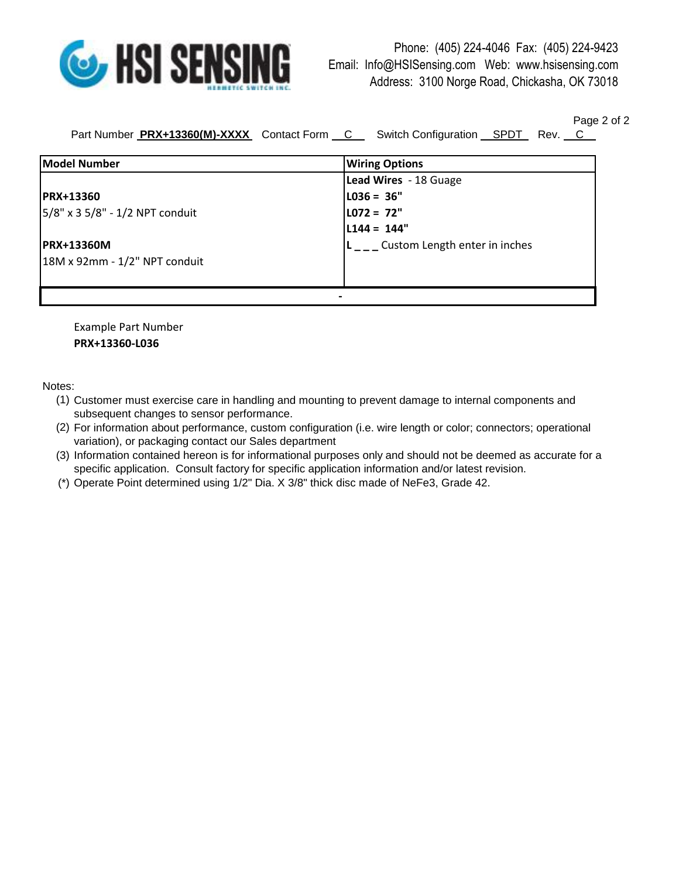**HSI SENSING**
HERMETIC SWITCH INC.

Phone: (405) 224-4046 Fax: (405) 224-9423
Email: Info@HSISensing.com Web: www.hsisensing.com
Address: 3100 Norge Road, Chickasha, OK 73018

Part Number **PRX+13360(M)-XXXX** Contact Form C Switch Configuration SPDT Rev. C

| Model Number | Wiring Options |
|---|---|
| | **Lead Wires** - 18 Guage |
| **PRX+13360** | **L036 = 36"** |
| 5/8" x 3 5/8" - 1/2 NPT conduit | **L072 = 72"** |
| | **L144 = 144"** |
| **PRX+13360M** | **L _ _ _** Custom Length enter in inches |
| 18M x 92mm - 1/2" NPT conduit | |
| - | |

Example Part Number
**PRX+13360-L036**

Notes:

(1) Customer must exercise care in handling and mounting to prevent damage to internal components and subsequent changes to sensor performance.
(2) For information about performance, custom configuration (i.e. wire length or color; connectors; operational variation), or packaging contact our Sales department
(3) Information contained hereon is for informational purposes only and should not be deemed as accurate for a specific application. Consult factory for specific application information and/or latest revision.
(*) Operate Point determined using 1/2" Dia. X 3/8" thick disc made of NeFe3, Grade 42.